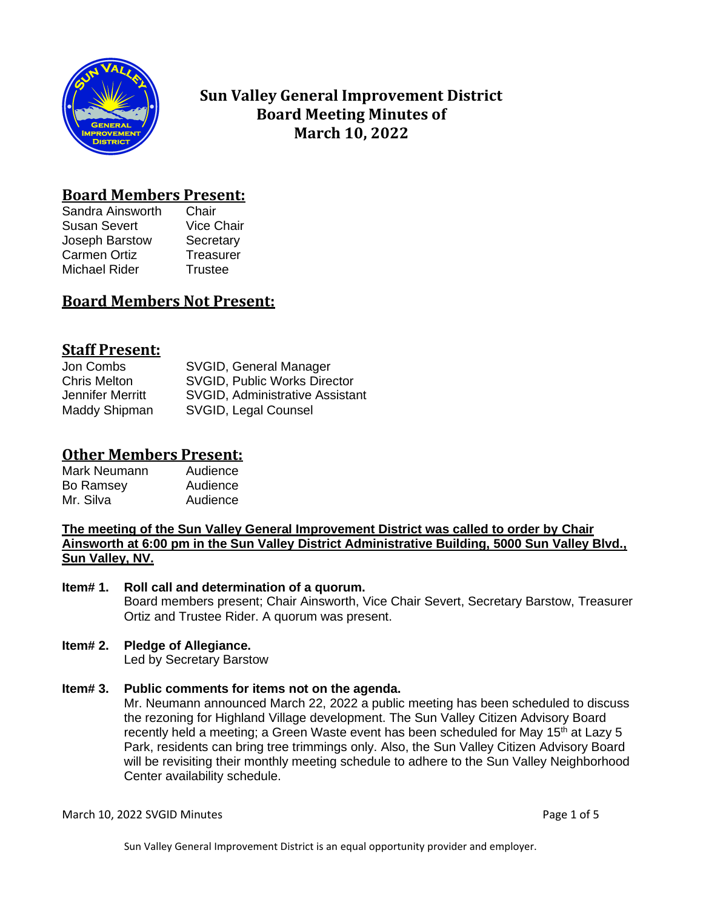# Sun Valley General Improvement District Board Meeting Minutes of March 10, 2022

## Board Members Present:

| | |
|---|---|
| Sandra Ainsworth | Chair |
| Susan Severt | Vice Chair |
| Joseph Barstow | Secretary |
| Carmen Ortiz | Treasurer |
| Michael Rider | Trustee |

## Board Members Not Present:

## Staff Present:

| | |
|---|---|
| Jon Combs | SVGID, General Manager |
| Chris Melton | SVGID, Public Works Director |
| Jennifer Merritt | SVGID, Administrative Assistant |
| Maddy Shipman | SVGID, Legal Counsel |

## Other Members Present:

| | |
|---|---|
| Mark Neumann | Audience |
| Bo Ramsey | Audience |
| Mr. Silva | Audience |

**The meeting of the Sun Valley General Improvement District was called to order by Chair Ainsworth at 6:00 pm in the Sun Valley District Administrative Building, 5000 Sun Valley Blvd., Sun Valley, NV.**

**Item# 1. Roll call and determination of a quorum.**
Board members present; Chair Ainsworth, Vice Chair Severt, Secretary Barstow, Treasurer Ortiz and Trustee Rider. A quorum was present.

**Item# 2. Pledge of Allegiance.**
Led by Secretary Barstow

**Item# 3. Public comments for items not on the agenda.**
Mr. Neumann announced March 22, 2022 a public meeting has been scheduled to discuss the rezoning for Highland Village development. The Sun Valley Citizen Advisory Board recently held a meeting; a Green Waste event has been scheduled for May 15th at Lazy 5 Park, residents can bring tree trimmings only. Also, the Sun Valley Citizen Advisory Board will be revisiting their monthly meeting schedule to adhere to the Sun Valley Neighborhood Center availability schedule.

Sun Valley General Improvement District is an equal opportunity provider and employer.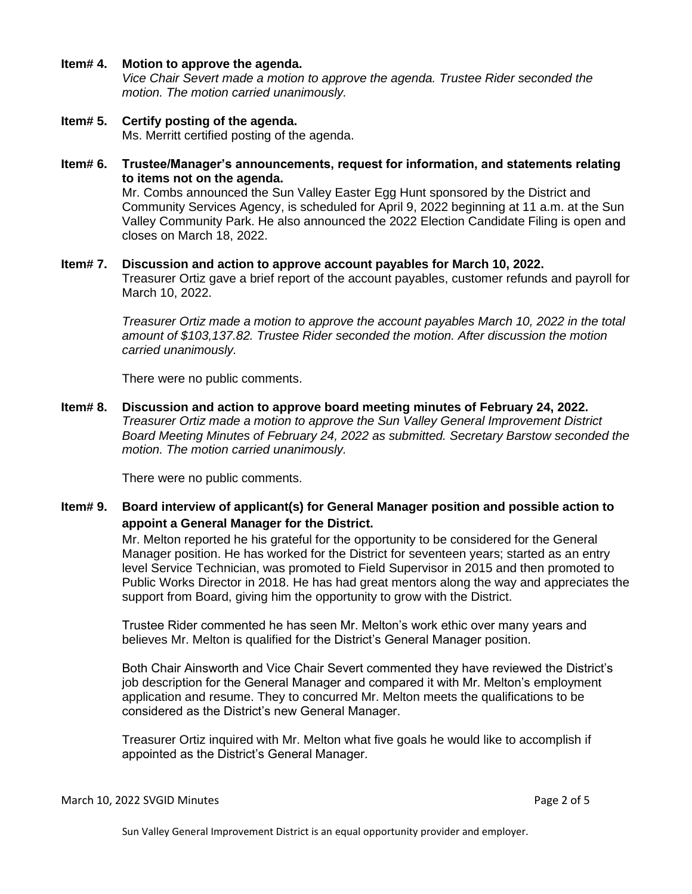**Item# 4. Motion to approve the agenda.**

*Vice Chair Severt made a motion to approve the agenda. Trustee Rider seconded the motion. The motion carried unanimously.*

**Item# 5. Certify posting of the agenda.**

Ms. Merritt certified posting of the agenda.

**Item# 6. Trustee/Manager's announcements, request for information, and statements relating to items not on the agenda.**

Mr. Combs announced the Sun Valley Easter Egg Hunt sponsored by the District and Community Services Agency, is scheduled for April 9, 2022 beginning at 11 a.m. at the Sun Valley Community Park. He also announced the 2022 Election Candidate Filing is open and closes on March 18, 2022.

**Item# 7. Discussion and action to approve account payables for March 10, 2022.**

Treasurer Ortiz gave a brief report of the account payables, customer refunds and payroll for March 10, 2022.

*Treasurer Ortiz made a motion to approve the account payables March 10, 2022 in the total amount of $103,137.82. Trustee Rider seconded the motion. After discussion the motion carried unanimously.*

There were no public comments.

**Item# 8. Discussion and action to approve board meeting minutes of February 24, 2022.**

*Treasurer Ortiz made a motion to approve the Sun Valley General Improvement District Board Meeting Minutes of February 24, 2022 as submitted. Secretary Barstow seconded the motion. The motion carried unanimously.*

There were no public comments.

**Item# 9. Board interview of applicant(s) for General Manager position and possible action to appoint a General Manager for the District.**

Mr. Melton reported he his grateful for the opportunity to be considered for the General Manager position. He has worked for the District for seventeen years; started as an entry level Service Technician, was promoted to Field Supervisor in 2015 and then promoted to Public Works Director in 2018. He has had great mentors along the way and appreciates the support from Board, giving him the opportunity to grow with the District.

Trustee Rider commented he has seen Mr. Melton's work ethic over many years and believes Mr. Melton is qualified for the District's General Manager position.

Both Chair Ainsworth and Vice Chair Severt commented they have reviewed the District's job description for the General Manager and compared it with Mr. Melton's employment application and resume. They to concurred Mr. Melton meets the qualifications to be considered as the District's new General Manager.

Treasurer Ortiz inquired with Mr. Melton what five goals he would like to accomplish if appointed as the District's General Manager.

Sun Valley General Improvement District is an equal opportunity provider and employer.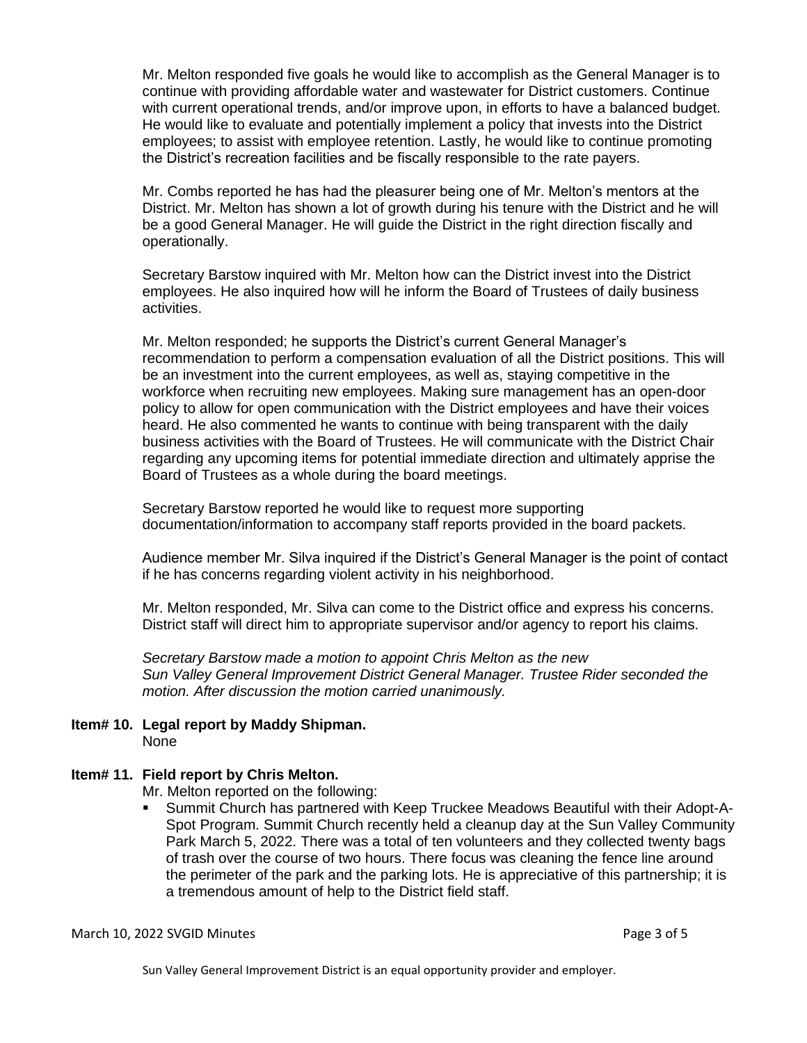Mr. Melton responded five goals he would like to accomplish as the General Manager is to continue with providing affordable water and wastewater for District customers. Continue with current operational trends, and/or improve upon, in efforts to have a balanced budget. He would like to evaluate and potentially implement a policy that invests into the District employees; to assist with employee retention. Lastly, he would like to continue promoting the District's recreation facilities and be fiscally responsible to the rate payers.

Mr. Combs reported he has had the pleasurer being one of Mr. Melton's mentors at the District. Mr. Melton has shown a lot of growth during his tenure with the District and he will be a good General Manager. He will guide the District in the right direction fiscally and operationally.

Secretary Barstow inquired with Mr. Melton how can the District invest into the District employees. He also inquired how will he inform the Board of Trustees of daily business activities.

Mr. Melton responded; he supports the District's current General Manager's recommendation to perform a compensation evaluation of all the District positions. This will be an investment into the current employees, as well as, staying competitive in the workforce when recruiting new employees. Making sure management has an open-door policy to allow for open communication with the District employees and have their voices heard. He also commented he wants to continue with being transparent with the daily business activities with the Board of Trustees. He will communicate with the District Chair regarding any upcoming items for potential immediate direction and ultimately apprise the Board of Trustees as a whole during the board meetings.

Secretary Barstow reported he would like to request more supporting documentation/information to accompany staff reports provided in the board packets.

Audience member Mr. Silva inquired if the District's General Manager is the point of contact if he has concerns regarding violent activity in his neighborhood.

Mr. Melton responded, Mr. Silva can come to the District office and express his concerns. District staff will direct him to appropriate supervisor and/or agency to report his claims.

*Secretary Barstow made a motion to appoint Chris Melton as the new Sun Valley General Improvement District General Manager. Trustee Rider seconded the motion. After discussion the motion carried unanimously.*

**Item# 10. Legal report by Maddy Shipman.**

None

**Item# 11. Field report by Chris Melton.**

Mr. Melton reported on the following:

- Summit Church has partnered with Keep Truckee Meadows Beautiful with their Adopt-A-Spot Program. Summit Church recently held a cleanup day at the Sun Valley Community Park March 5, 2022. There was a total of ten volunteers and they collected twenty bags of trash over the course of two hours. There focus was cleaning the fence line around the perimeter of the park and the parking lots. He is appreciative of this partnership; it is a tremendous amount of help to the District field staff.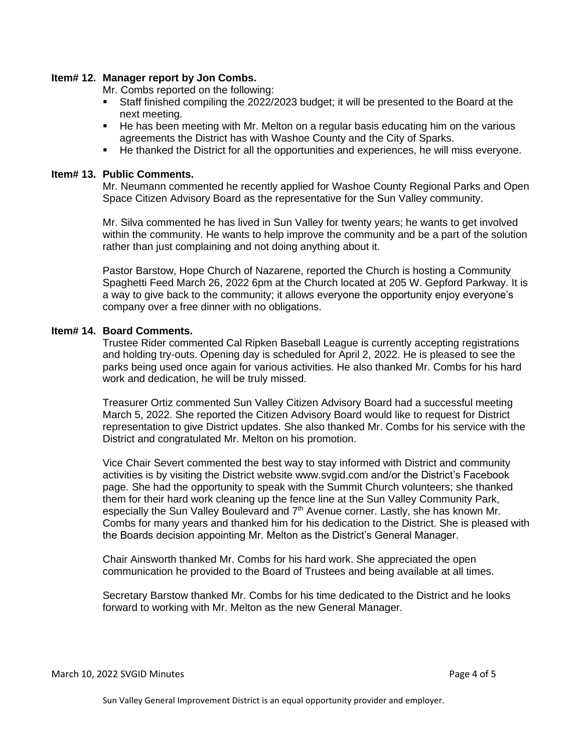**Item# 12. Manager report by Jon Combs.**

Mr. Combs reported on the following:

- Staff finished compiling the 2022/2023 budget; it will be presented to the Board at the next meeting.
- He has been meeting with Mr. Melton on a regular basis educating him on the various agreements the District has with Washoe County and the City of Sparks.
- He thanked the District for all the opportunities and experiences, he will miss everyone.

**Item# 13. Public Comments.**

Mr. Neumann commented he recently applied for Washoe County Regional Parks and Open Space Citizen Advisory Board as the representative for the Sun Valley community.

Mr. Silva commented he has lived in Sun Valley for twenty years; he wants to get involved within the community. He wants to help improve the community and be a part of the solution rather than just complaining and not doing anything about it.

Pastor Barstow, Hope Church of Nazarene, reported the Church is hosting a Community Spaghetti Feed March 26, 2022 6pm at the Church located at 205 W. Gepford Parkway. It is a way to give back to the community; it allows everyone the opportunity enjoy everyone's company over a free dinner with no obligations.

**Item# 14. Board Comments.**

Trustee Rider commented Cal Ripken Baseball League is currently accepting registrations and holding try-outs. Opening day is scheduled for April 2, 2022. He is pleased to see the parks being used once again for various activities. He also thanked Mr. Combs for his hard work and dedication, he will be truly missed.

Treasurer Ortiz commented Sun Valley Citizen Advisory Board had a successful meeting March 5, 2022. She reported the Citizen Advisory Board would like to request for District representation to give District updates. She also thanked Mr. Combs for his service with the District and congratulated Mr. Melton on his promotion.

Vice Chair Severt commented the best way to stay informed with District and community activities is by visiting the District website www.svgid.com and/or the District's Facebook page. She had the opportunity to speak with the Summit Church volunteers; she thanked them for their hard work cleaning up the fence line at the Sun Valley Community Park, especially the Sun Valley Boulevard and 7th Avenue corner. Lastly, she has known Mr. Combs for many years and thanked him for his dedication to the District. She is pleased with the Boards decision appointing Mr. Melton as the District's General Manager.

Chair Ainsworth thanked Mr. Combs for his hard work. She appreciated the open communication he provided to the Board of Trustees and being available at all times.

Secretary Barstow thanked Mr. Combs for his time dedicated to the District and he looks forward to working with Mr. Melton as the new General Manager.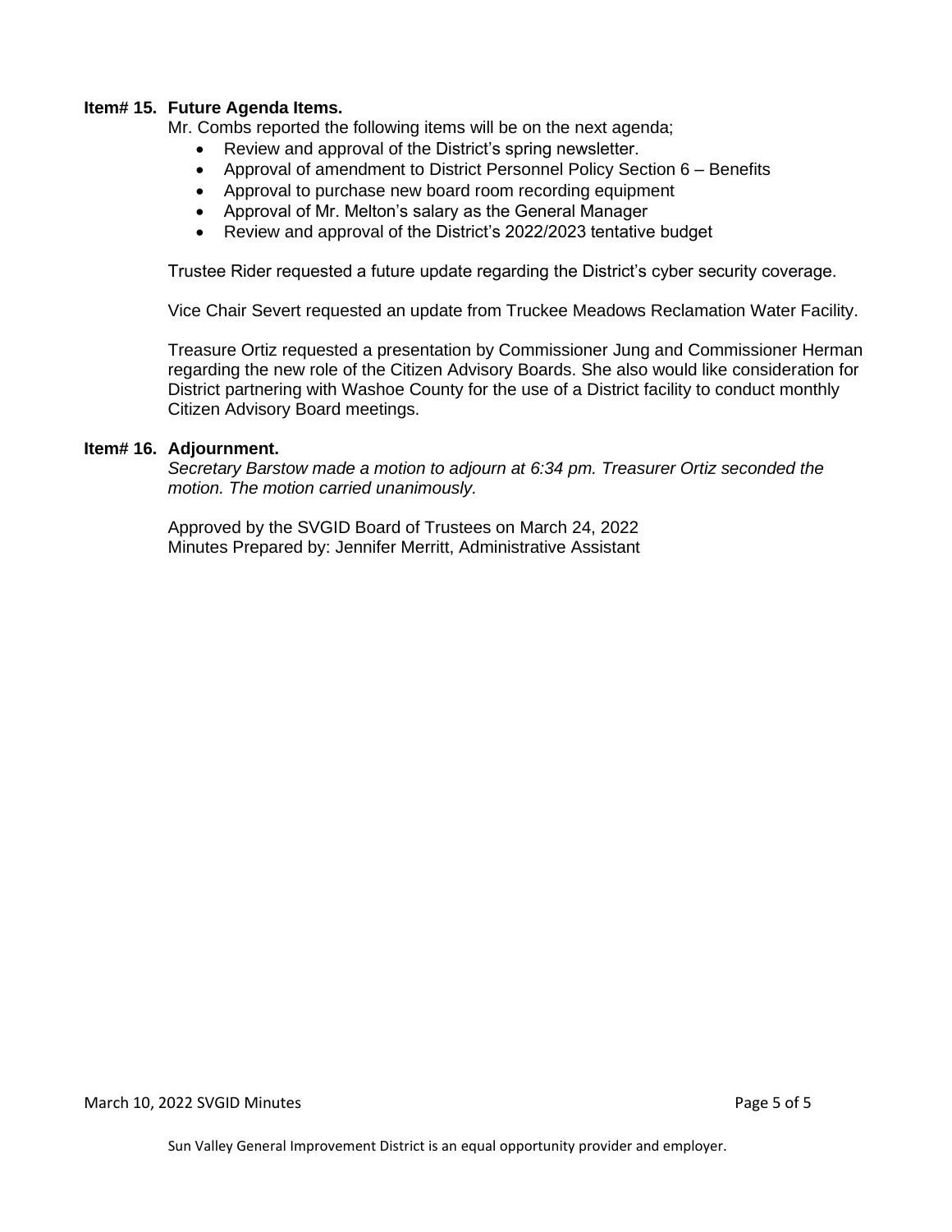**Item# 15. Future Agenda Items.**

Mr. Combs reported the following items will be on the next agenda;

- Review and approval of the District's spring newsletter.
- Approval of amendment to District Personnel Policy Section 6 – Benefits
- Approval to purchase new board room recording equipment
- Approval of Mr. Melton's salary as the General Manager
- Review and approval of the District's 2022/2023 tentative budget

Trustee Rider requested a future update regarding the District's cyber security coverage.

Vice Chair Severt requested an update from Truckee Meadows Reclamation Water Facility.

Treasure Ortiz requested a presentation by Commissioner Jung and Commissioner Herman regarding the new role of the Citizen Advisory Boards. She also would like consideration for District partnering with Washoe County for the use of a District facility to conduct monthly Citizen Advisory Board meetings.

**Item# 16. Adjournment.**

*Secretary Barstow made a motion to adjourn at 6:34 pm. Treasurer Ortiz seconded the motion. The motion carried unanimously.*

Approved by the SVGID Board of Trustees on March 24, 2022
Minutes Prepared by: Jennifer Merritt, Administrative Assistant

Sun Valley General Improvement District is an equal opportunity provider and employer.